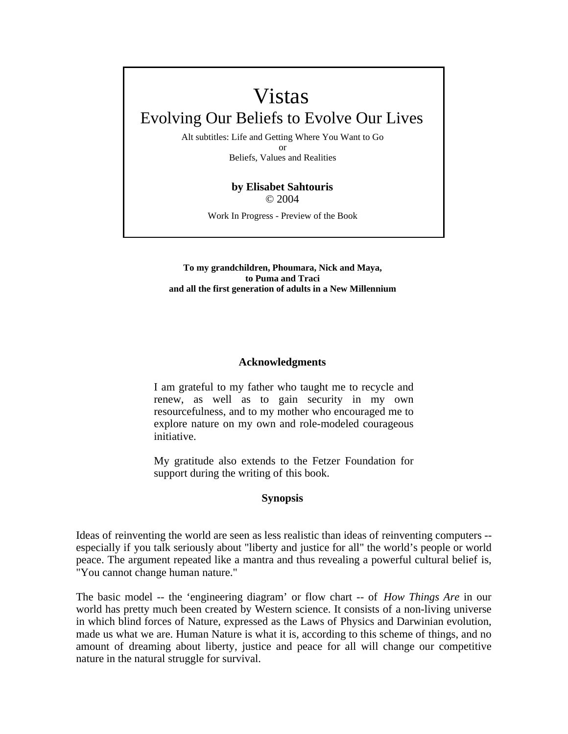# Vistas

## Evolving Our Beliefs to Evolve Our Lives

Alt subtitles: Life and Getting Where You Want to Go
or
Beliefs, Values and Realities

**by Elisabet Sahtouris**
© 2004

Work In Progress - Preview of the Book

**To my grandchildren, Phoumara, Nick and Maya,**
**to Puma and Traci**
**and all the first generation of adults in a New Millennium**

### Acknowledgments

I am grateful to my father who taught me to recycle and renew, as well as to gain security in my own resourcefulness, and to my mother who encouraged me to explore nature on my own and role-modeled courageous initiative.

My gratitude also extends to the Fetzer Foundation for support during the writing of this book.

### Synopsis

Ideas of reinventing the world are seen as less realistic than ideas of reinventing computers -- especially if you talk seriously about "liberty and justice for all" the world's people or world peace. The argument repeated like a mantra and thus revealing a powerful cultural belief is, "You cannot change human nature."

The basic model -- the 'engineering diagram' or flow chart -- of *How Things Are* in our world has pretty much been created by Western science. It consists of a non-living universe in which blind forces of Nature, expressed as the Laws of Physics and Darwinian evolution, made us what we are. Human Nature is what it is, according to this scheme of things, and no amount of dreaming about liberty, justice and peace for all will change our competitive nature in the natural struggle for survival.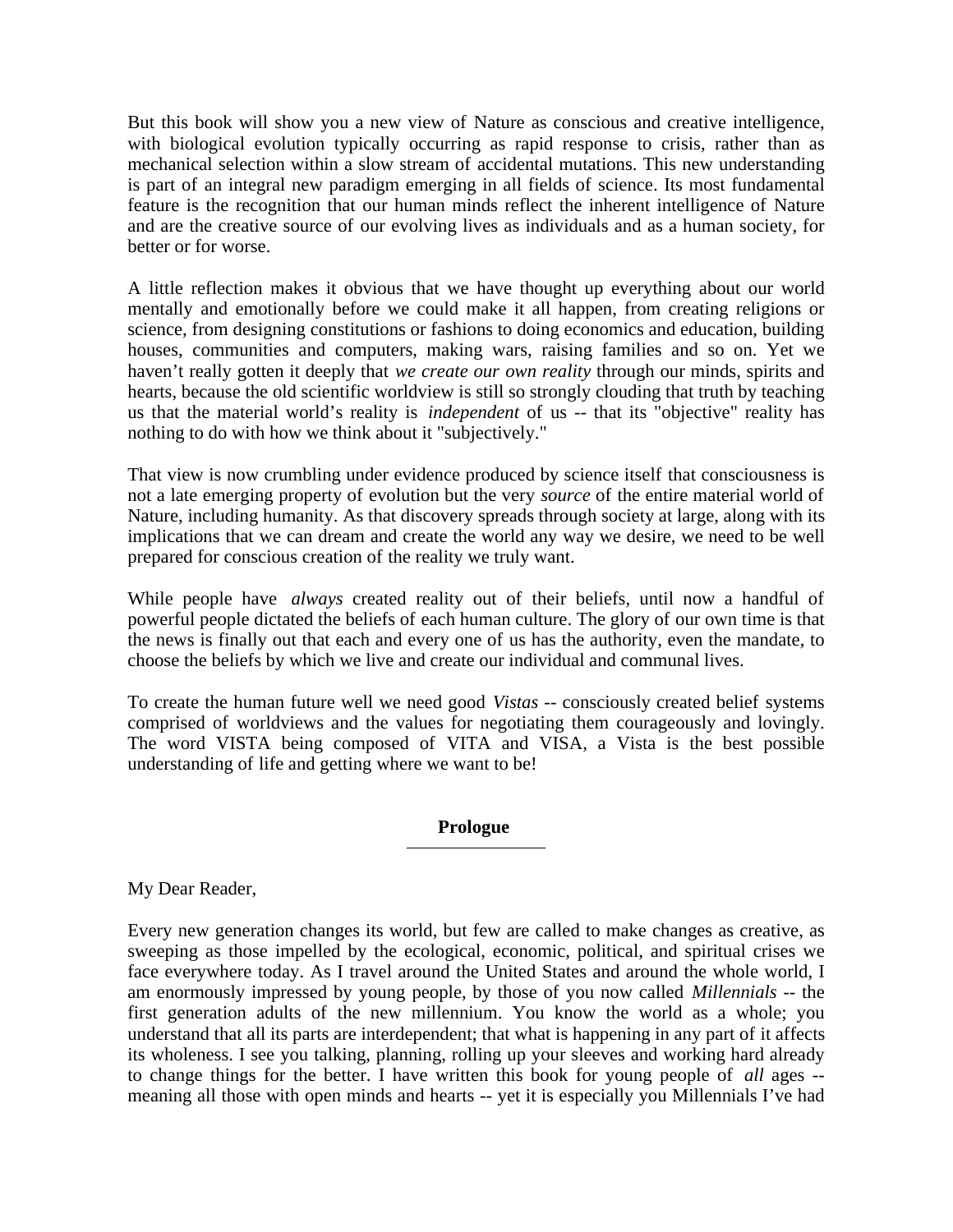But this book will show you a new view of Nature as conscious and creative intelligence, with biological evolution typically occurring as rapid response to crisis, rather than as mechanical selection within a slow stream of accidental mutations. This new understanding is part of an integral new paradigm emerging in all fields of science. Its most fundamental feature is the recognition that our human minds reflect the inherent intelligence of Nature and are the creative source of our evolving lives as individuals and as a human society, for better or for worse.

A little reflection makes it obvious that we have thought up everything about our world mentally and emotionally before we could make it all happen, from creating religions or science, from designing constitutions or fashions to doing economics and education, building houses, communities and computers, making wars, raising families and so on. Yet we haven't really gotten it deeply that *we create our own reality* through our minds, spirits and hearts, because the old scientific worldview is still so strongly clouding that truth by teaching us that the material world's reality is *independent* of us -- that its "objective" reality has nothing to do with how we think about it "subjectively."

That view is now crumbling under evidence produced by science itself that consciousness is not a late emerging property of evolution but the very *source* of the entire material world of Nature, including humanity. As that discovery spreads through society at large, along with its implications that we can dream and create the world any way we desire, we need to be well prepared for conscious creation of the reality we truly want.

While people have *always* created reality out of their beliefs, until now a handful of powerful people dictated the beliefs of each human culture. The glory of our own time is that the news is finally out that each and every one of us has the authority, even the mandate, to choose the beliefs by which we live and create our individual and communal lives.

To create the human future well we need good *Vistas* -- consciously created belief systems comprised of worldviews and the values for negotiating them courageously and lovingly. The word VISTA being composed of VITA and VISA, a Vista is the best possible understanding of life and getting where we want to be!

## Prologue

My Dear Reader,

Every new generation changes its world, but few are called to make changes as creative, as sweeping as those impelled by the ecological, economic, political, and spiritual crises we face everywhere today. As I travel around the United States and around the whole world, I am enormously impressed by young people, by those of you now called *Millennials* -- the first generation adults of the new millennium. You know the world as a whole; you understand that all its parts are interdependent; that what is happening in any part of it affects its wholeness. I see you talking, planning, rolling up your sleeves and working hard already to change things for the better. I have written this book for young people of *all* ages -- meaning all those with open minds and hearts -- yet it is especially you Millennials I've had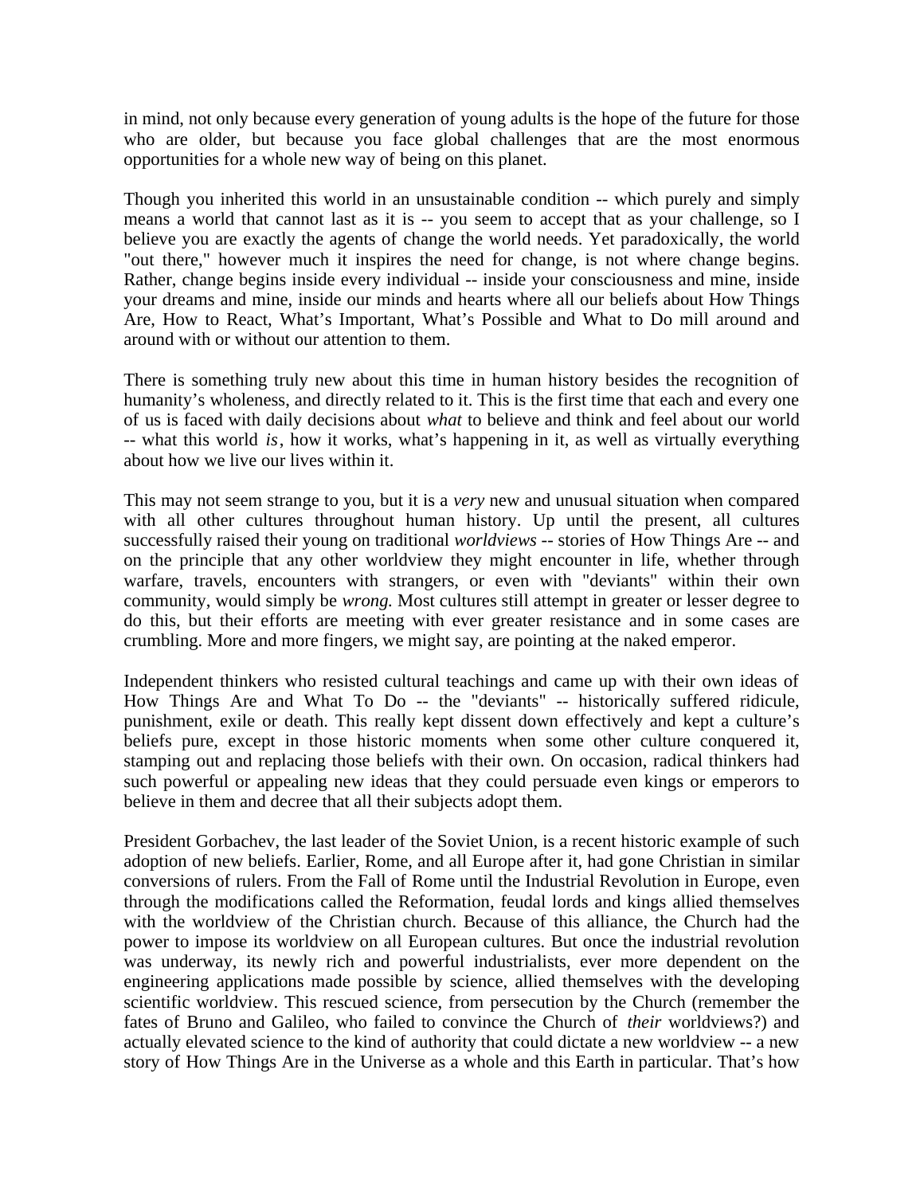in mind, not only because every generation of young adults is the hope of the future for those who are older, but because you face global challenges that are the most enormous opportunities for a whole new way of being on this planet.

Though you inherited this world in an unsustainable condition -- which purely and simply means a world that cannot last as it is -- you seem to accept that as your challenge, so I believe you are exactly the agents of change the world needs. Yet paradoxically, the world "out there," however much it inspires the need for change, is not where change begins. Rather, change begins inside every individual -- inside your consciousness and mine, inside your dreams and mine, inside our minds and hearts where all our beliefs about How Things Are, How to React, What's Important, What's Possible and What to Do mill around and around with or without our attention to them.

There is something truly new about this time in human history besides the recognition of humanity's wholeness, and directly related to it. This is the first time that each and every one of us is faced with daily decisions about *what* to believe and think and feel about our world -- what this world *is*, how it works, what's happening in it, as well as virtually everything about how we live our lives within it.

This may not seem strange to you, but it is a *very* new and unusual situation when compared with all other cultures throughout human history. Up until the present, all cultures successfully raised their young on traditional *worldviews* -- stories of How Things Are -- and on the principle that any other worldview they might encounter in life, whether through warfare, travels, encounters with strangers, or even with "deviants" within their own community, would simply be *wrong.* Most cultures still attempt in greater or lesser degree to do this, but their efforts are meeting with ever greater resistance and in some cases are crumbling. More and more fingers, we might say, are pointing at the naked emperor.

Independent thinkers who resisted cultural teachings and came up with their own ideas of How Things Are and What To Do -- the "deviants" -- historically suffered ridicule, punishment, exile or death. This really kept dissent down effectively and kept a culture's beliefs pure, except in those historic moments when some other culture conquered it, stamping out and replacing those beliefs with their own. On occasion, radical thinkers had such powerful or appealing new ideas that they could persuade even kings or emperors to believe in them and decree that all their subjects adopt them.

President Gorbachev, the last leader of the Soviet Union, is a recent historic example of such adoption of new beliefs. Earlier, Rome, and all Europe after it, had gone Christian in similar conversions of rulers. From the Fall of Rome until the Industrial Revolution in Europe, even through the modifications called the Reformation, feudal lords and kings allied themselves with the worldview of the Christian church. Because of this alliance, the Church had the power to impose its worldview on all European cultures. But once the industrial revolution was underway, its newly rich and powerful industrialists, ever more dependent on the engineering applications made possible by science, allied themselves with the developing scientific worldview. This rescued science, from persecution by the Church (remember the fates of Bruno and Galileo, who failed to convince the Church of *their* worldviews?) and actually elevated science to the kind of authority that could dictate a new worldview -- a new story of How Things Are in the Universe as a whole and this Earth in particular. That's how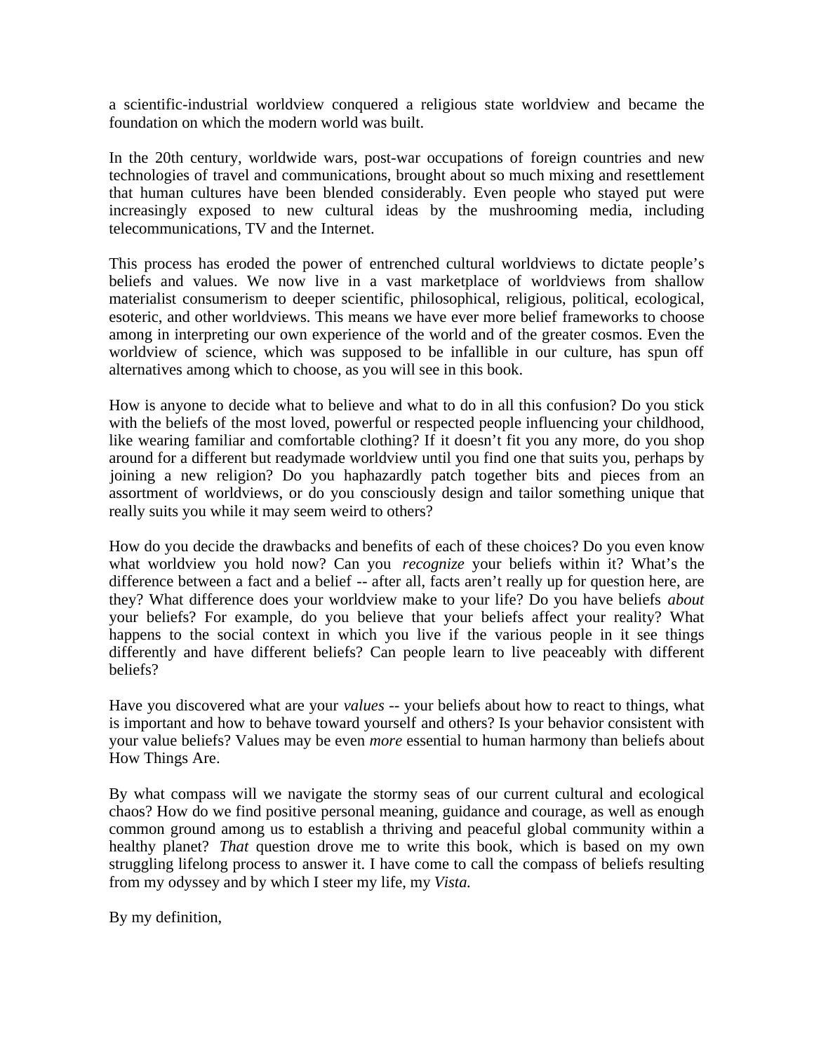a scientific-industrial worldview conquered a religious state worldview and became the foundation on which the modern world was built.

In the 20th century, worldwide wars, post-war occupations of foreign countries and new technologies of travel and communications, brought about so much mixing and resettlement that human cultures have been blended considerably. Even people who stayed put were increasingly exposed to new cultural ideas by the mushrooming media, including telecommunications, TV and the Internet.

This process has eroded the power of entrenched cultural worldviews to dictate people's beliefs and values. We now live in a vast marketplace of worldviews from shallow materialist consumerism to deeper scientific, philosophical, religious, political, ecological, esoteric, and other worldviews. This means we have ever more belief frameworks to choose among in interpreting our own experience of the world and of the greater cosmos. Even the worldview of science, which was supposed to be infallible in our culture, has spun off alternatives among which to choose, as you will see in this book.

How is anyone to decide what to believe and what to do in all this confusion? Do you stick with the beliefs of the most loved, powerful or respected people influencing your childhood, like wearing familiar and comfortable clothing? If it doesn't fit you any more, do you shop around for a different but readymade worldview until you find one that suits you, perhaps by joining a new religion? Do you haphazardly patch together bits and pieces from an assortment of worldviews, or do you consciously design and tailor something unique that really suits you while it may seem weird to others?

How do you decide the drawbacks and benefits of each of these choices? Do you even know what worldview you hold now? Can you *recognize* your beliefs within it? What's the difference between a fact and a belief -- after all, facts aren't really up for question here, are they? What difference does your worldview make to your life? Do you have beliefs *about* your beliefs? For example, do you believe that your beliefs affect your reality? What happens to the social context in which you live if the various people in it see things differently and have different beliefs? Can people learn to live peaceably with different beliefs?

Have you discovered what are your *values* -- your beliefs about how to react to things, what is important and how to behave toward yourself and others? Is your behavior consistent with your value beliefs? Values may be even *more* essential to human harmony than beliefs about How Things Are.

By what compass will we navigate the stormy seas of our current cultural and ecological chaos? How do we find positive personal meaning, guidance and courage, as well as enough common ground among us to establish a thriving and peaceful global community within a healthy planet? *That* question drove me to write this book, which is based on my own struggling lifelong process to answer it. I have come to call the compass of beliefs resulting from my odyssey and by which I steer my life, my *Vista.*

By my definition,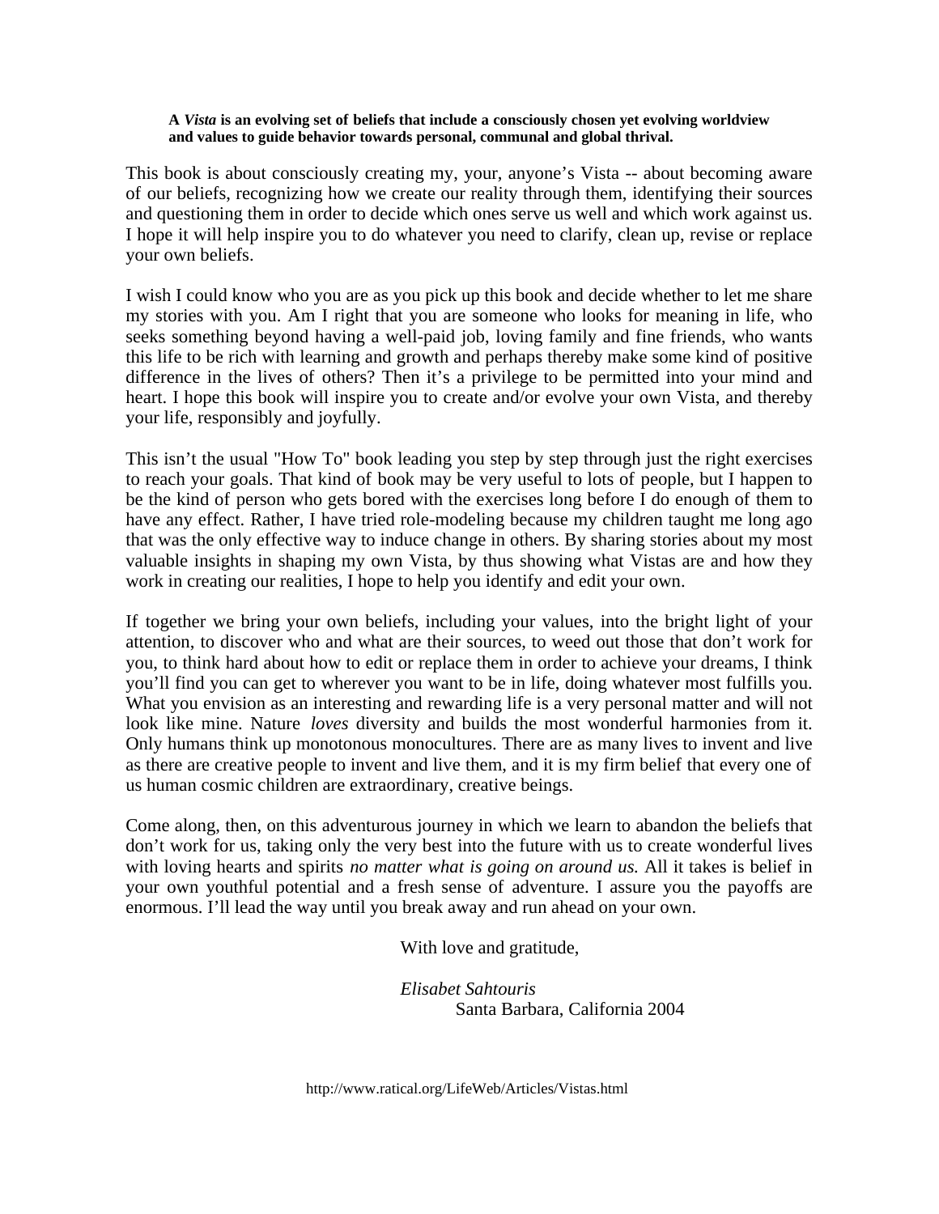**A *Vista* is an evolving set of beliefs that include a consciously chosen yet evolving worldview and values to guide behavior towards personal, communal and global thrival.**

This book is about consciously creating my, your, anyone's Vista -- about becoming aware of our beliefs, recognizing how we create our reality through them, identifying their sources and questioning them in order to decide which ones serve us well and which work against us. I hope it will help inspire you to do whatever you need to clarify, clean up, revise or replace your own beliefs.

I wish I could know who you are as you pick up this book and decide whether to let me share my stories with you. Am I right that you are someone who looks for meaning in life, who seeks something beyond having a well-paid job, loving family and fine friends, who wants this life to be rich with learning and growth and perhaps thereby make some kind of positive difference in the lives of others? Then it's a privilege to be permitted into your mind and heart. I hope this book will inspire you to create and/or evolve your own Vista, and thereby your life, responsibly and joyfully.

This isn't the usual "How To" book leading you step by step through just the right exercises to reach your goals. That kind of book may be very useful to lots of people, but I happen to be the kind of person who gets bored with the exercises long before I do enough of them to have any effect. Rather, I have tried role-modeling because my children taught me long ago that was the only effective way to induce change in others. By sharing stories about my most valuable insights in shaping my own Vista, by thus showing what Vistas are and how they work in creating our realities, I hope to help you identify and edit your own.

If together we bring your own beliefs, including your values, into the bright light of your attention, to discover who and what are their sources, to weed out those that don't work for you, to think hard about how to edit or replace them in order to achieve your dreams, I think you'll find you can get to wherever you want to be in life, doing whatever most fulfills you. What you envision as an interesting and rewarding life is a very personal matter and will not look like mine. Nature *loves* diversity and builds the most wonderful harmonies from it. Only humans think up monotonous monocultures. There are as many lives to invent and live as there are creative people to invent and live them, and it is my firm belief that every one of us human cosmic children are extraordinary, creative beings.

Come along, then, on this adventurous journey in which we learn to abandon the beliefs that don't work for us, taking only the very best into the future with us to create wonderful lives with loving hearts and spirits *no matter what is going on around us.* All it takes is belief in your own youthful potential and a fresh sense of adventure. I assure you the payoffs are enormous. I'll lead the way until you break away and run ahead on your own.

With love and gratitude,

*Elisabet Sahtouris*
Santa Barbara, California 2004

http://www.ratical.org/LifeWeb/Articles/Vistas.html